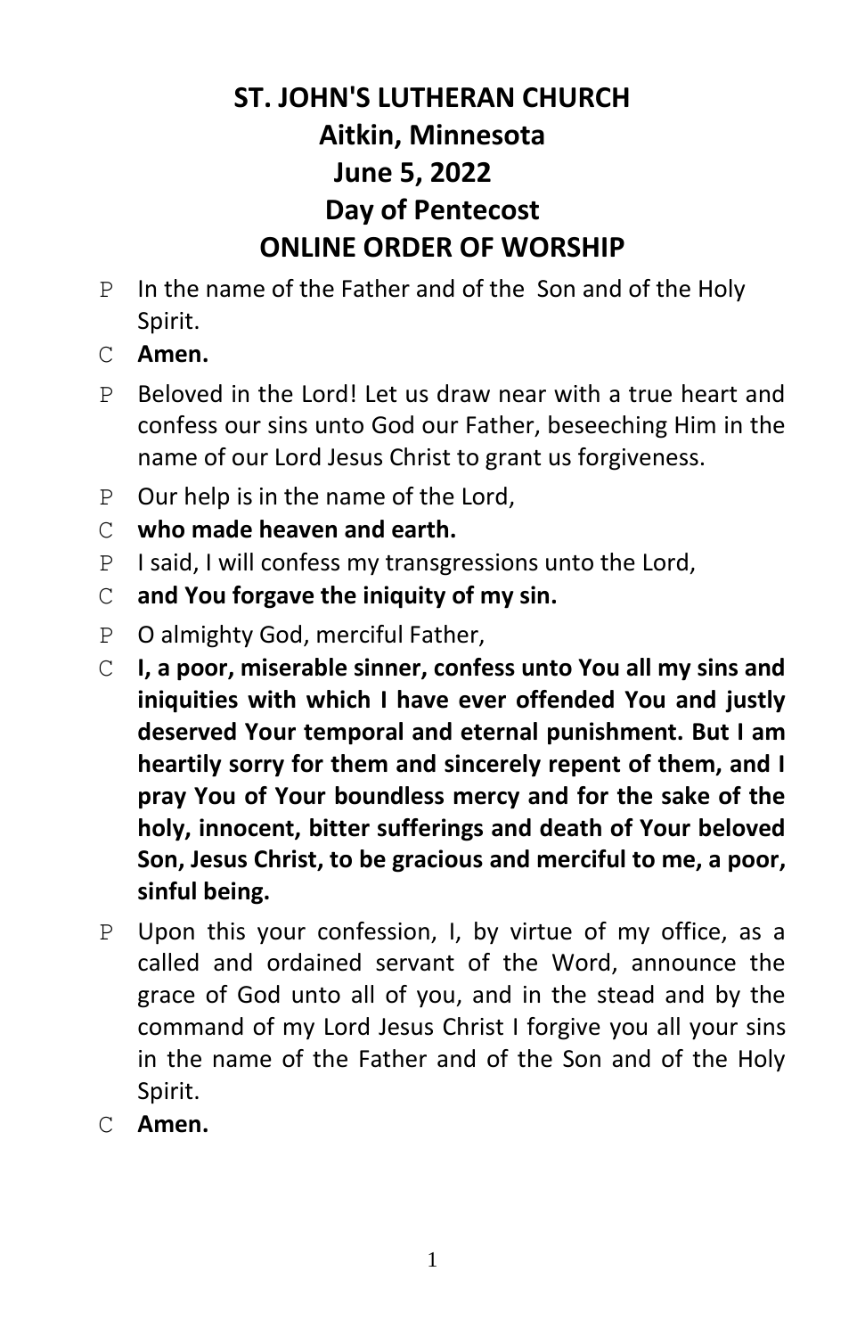# ST. JOHN'S LUTHERAN CHURCH
## Aitkin, Minnesota
## June 5, 2022
## Day of Pentecost
## ONLINE ORDER OF WORSHIP

P In the name of the Father and of the Son and of the Holy Spirit.

C **Amen.**

P Beloved in the Lord! Let us draw near with a true heart and confess our sins unto God our Father, beseeching Him in the name of our Lord Jesus Christ to grant us forgiveness.

P Our help is in the name of the Lord,

C **who made heaven and earth.**

P I said, I will confess my transgressions unto the Lord,

C **and You forgave the iniquity of my sin.**

P O almighty God, merciful Father,

C **I, a poor, miserable sinner, confess unto You all my sins and iniquities with which I have ever offended You and justly deserved Your temporal and eternal punishment. But I am heartily sorry for them and sincerely repent of them, and I pray You of Your boundless mercy and for the sake of the holy, innocent, bitter sufferings and death of Your beloved Son, Jesus Christ, to be gracious and merciful to me, a poor, sinful being.**

P Upon this your confession, I, by virtue of my office, as a called and ordained servant of the Word, announce the grace of God unto all of you, and in the stead and by the command of my Lord Jesus Christ I forgive you all your sins in the name of the Father and of the Son and of the Holy Spirit.

C **Amen.**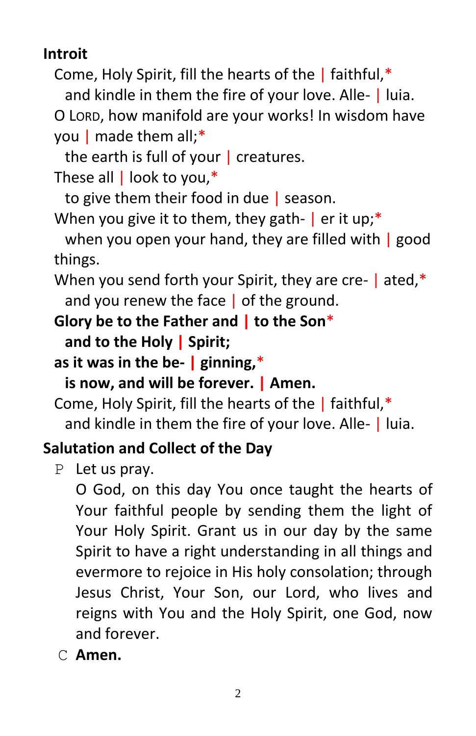## Introit

Come, Holy Spirit, fill the hearts of the | faithful,*
and kindle in them the fire of your love. Alle- | luia.
O LORD, how manifold are your works! In wisdom have you | made them all;*
the earth is full of your | creatures.
These all | look to you,*
to give them their food in due | season.
When you give it to them, they gath- | er it up;*
when you open your hand, they are filled with | good things.
When you send forth your Spirit, they are cre- | ated,*
and you renew the face | of the ground.
**Glory be to the Father and | to the Son***
**and to the Holy | Spirit;**
**as it was in the be- | ginning,***
**is now, and will be forever. | Amen.**
Come, Holy Spirit, fill the hearts of the | faithful,*
and kindle in them the fire of your love. Alle- | luia.

## Salutation and Collect of the Day

P Let us pray.
O God, on this day You once taught the hearts of Your faithful people by sending them the light of Your Holy Spirit. Grant us in our day by the same Spirit to have a right understanding in all things and evermore to rejoice in His holy consolation; through Jesus Christ, Your Son, our Lord, who lives and reigns with You and the Holy Spirit, one God, now and forever.

C **Amen.**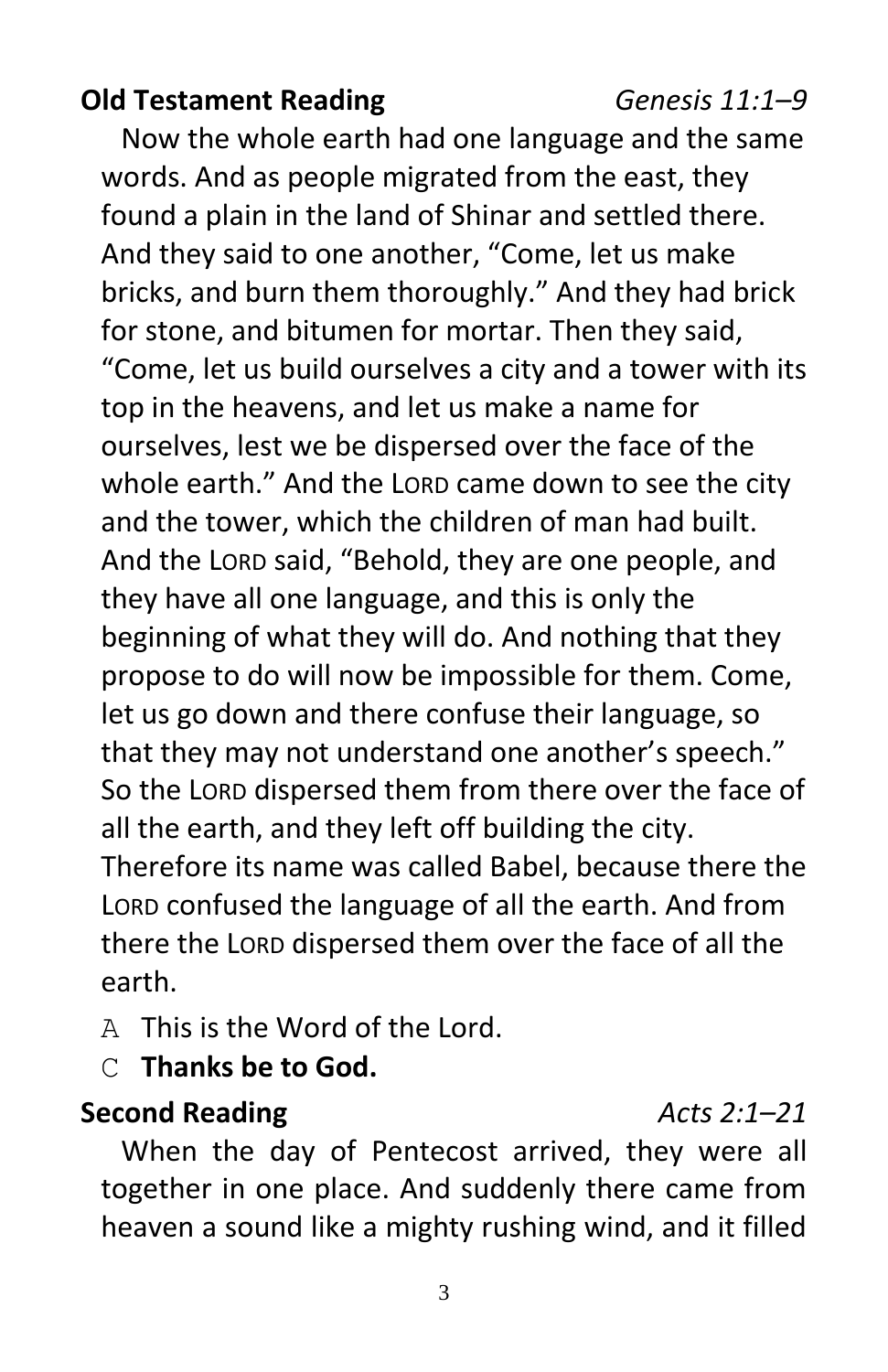**Old Testament Reading** *Genesis 11:1–9*

Now the whole earth had one language and the same words. And as people migrated from the east, they found a plain in the land of Shinar and settled there. And they said to one another, "Come, let us make bricks, and burn them thoroughly." And they had brick for stone, and bitumen for mortar. Then they said, "Come, let us build ourselves a city and a tower with its top in the heavens, and let us make a name for ourselves, lest we be dispersed over the face of the whole earth." And the LORD came down to see the city and the tower, which the children of man had built. And the LORD said, "Behold, they are one people, and they have all one language, and this is only the beginning of what they will do. And nothing that they propose to do will now be impossible for them. Come, let us go down and there confuse their language, so that they may not understand one another's speech." So the LORD dispersed them from there over the face of all the earth, and they left off building the city. Therefore its name was called Babel, because there the LORD confused the language of all the earth. And from there the LORD dispersed them over the face of all the earth.

A This is the Word of the Lord.

C **Thanks be to God.**

**Second Reading** *Acts 2:1–21*

When the day of Pentecost arrived, they were all together in one place. And suddenly there came from heaven a sound like a mighty rushing wind, and it filled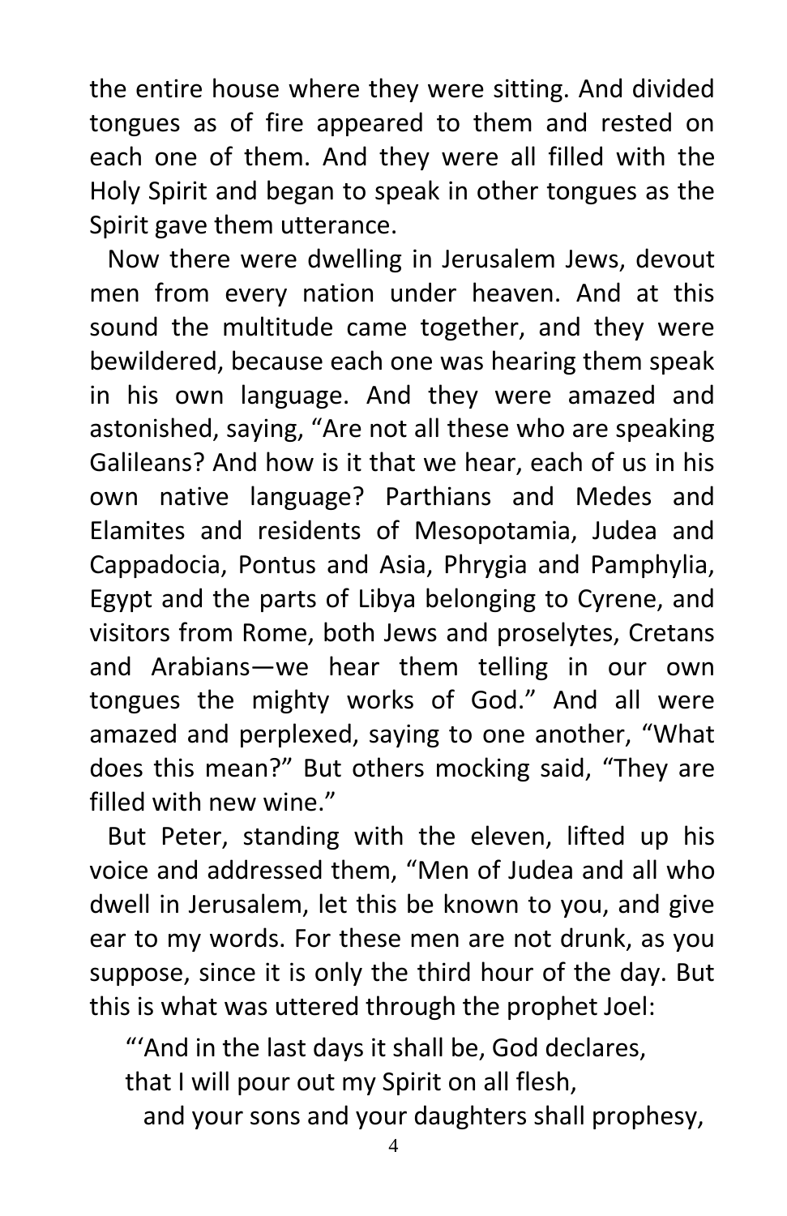the entire house where they were sitting. And divided tongues as of fire appeared to them and rested on each one of them. And they were all filled with the Holy Spirit and began to speak in other tongues as the Spirit gave them utterance.

Now there were dwelling in Jerusalem Jews, devout men from every nation under heaven. And at this sound the multitude came together, and they were bewildered, because each one was hearing them speak in his own language. And they were amazed and astonished, saying, "Are not all these who are speaking Galileans? And how is it that we hear, each of us in his own native language? Parthians and Medes and Elamites and residents of Mesopotamia, Judea and Cappadocia, Pontus and Asia, Phrygia and Pamphylia, Egypt and the parts of Libya belonging to Cyrene, and visitors from Rome, both Jews and proselytes, Cretans and Arabians—we hear them telling in our own tongues the mighty works of God." And all were amazed and perplexed, saying to one another, "What does this mean?" But others mocking said, "They are filled with new wine."

But Peter, standing with the eleven, lifted up his voice and addressed them, "Men of Judea and all who dwell in Jerusalem, let this be known to you, and give ear to my words. For these men are not drunk, as you suppose, since it is only the third hour of the day. But this is what was uttered through the prophet Joel:

> "'And in the last days it shall be, God declares,
> that I will pour out my Spirit on all flesh,
> and your sons and your daughters shall prophesy,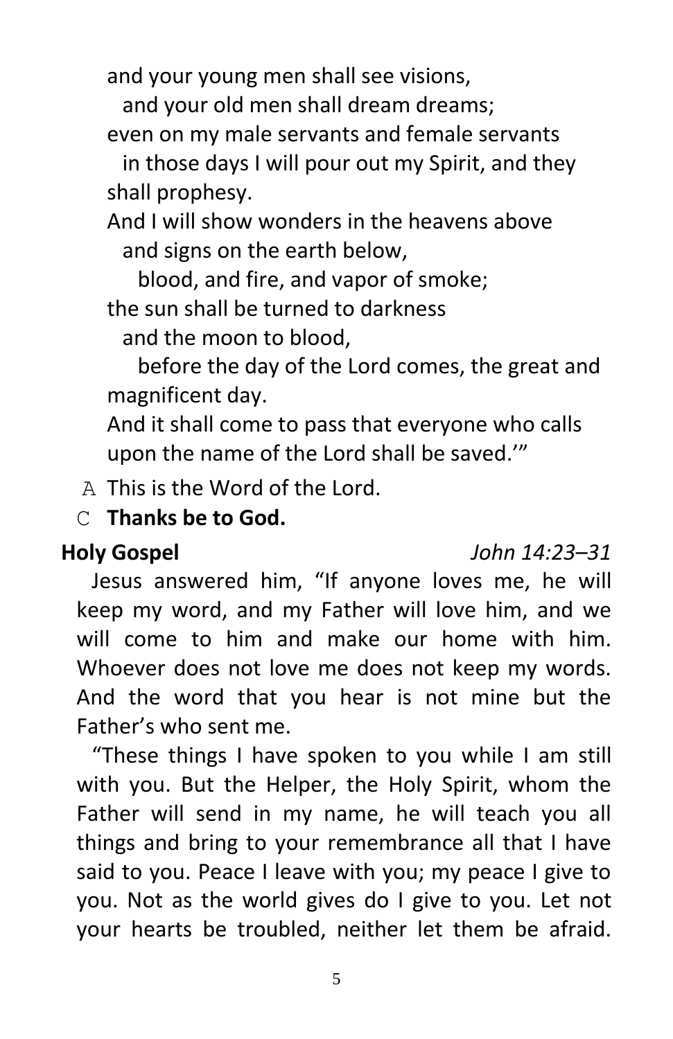and your young men shall see visions,  
  and your old men shall dream dreams;  
even on my male servants and female servants  
  in those days I will pour out my Spirit, and they shall prophesy.  
And I will show wonders in the heavens above  
  and signs on the earth below,  
    blood, and fire, and vapor of smoke;  
the sun shall be turned to darkness  
  and the moon to blood,  
    before the day of the Lord comes, the great and magnificent day.  
And it shall come to pass that everyone who calls upon the name of the Lord shall be saved.'"

A This is the Word of the Lord.

C **Thanks be to God.**

**Holy Gospel** *John 14:23–31*

Jesus answered him, "If anyone loves me, he will keep my word, and my Father will love him, and we will come to him and make our home with him. Whoever does not love me does not keep my words. And the word that you hear is not mine but the Father's who sent me.

"These things I have spoken to you while I am still with you. But the Helper, the Holy Spirit, whom the Father will send in my name, he will teach you all things and bring to your remembrance all that I have said to you. Peace I leave with you; my peace I give to you. Not as the world gives do I give to you. Let not your hearts be troubled, neither let them be afraid.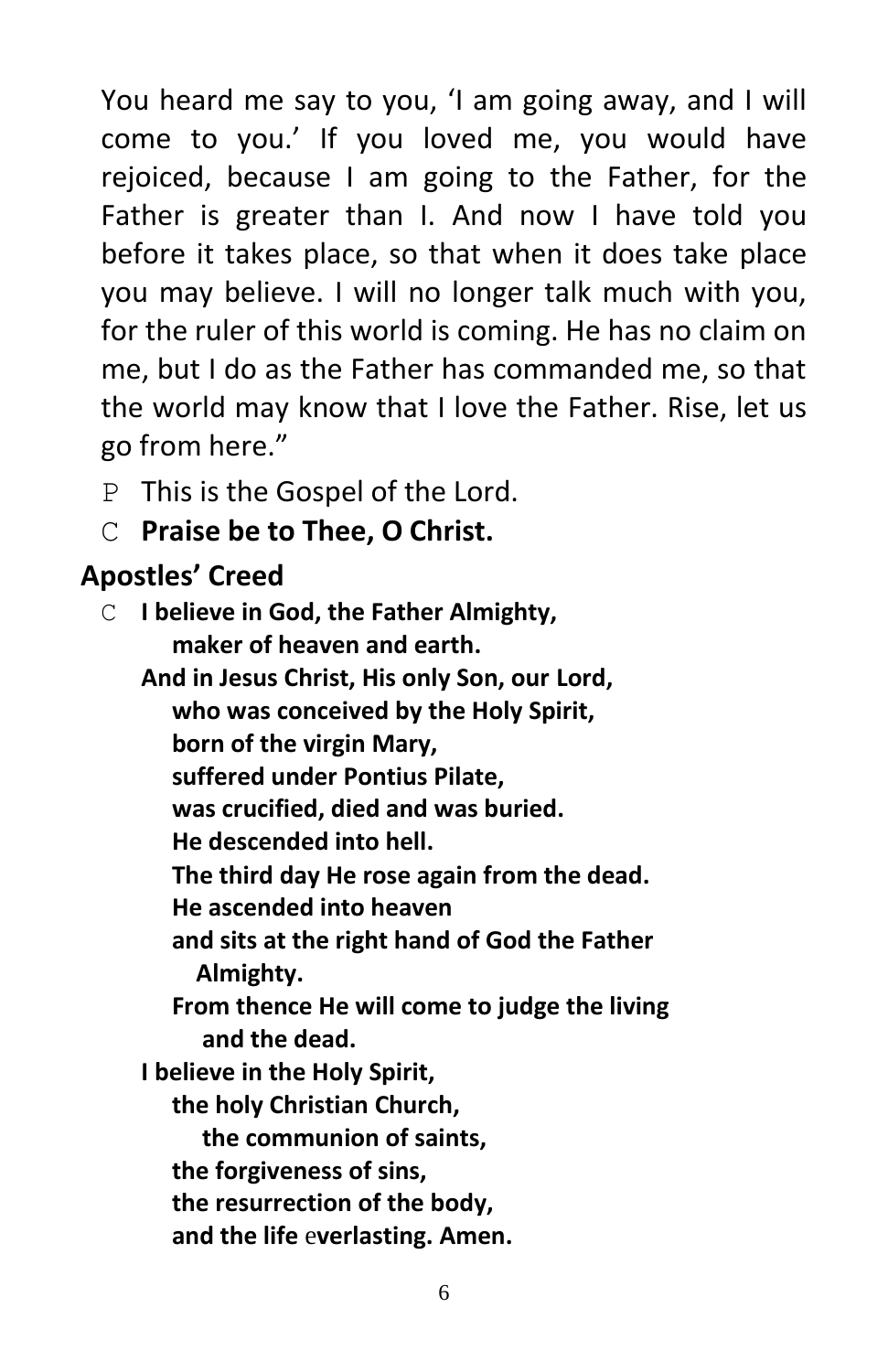You heard me say to you, 'I am going away, and I will come to you.' If you loved me, you would have rejoiced, because I am going to the Father, for the Father is greater than I. And now I have told you before it takes place, so that when it does take place you may believe. I will no longer talk much with you, for the ruler of this world is coming. He has no claim on me, but I do as the Father has commanded me, so that the world may know that I love the Father. Rise, let us go from here."

P This is the Gospel of the Lord.

C **Praise be to Thee, O Christ.**

## Apostles' Creed

C **I believe in God, the Father Almighty,**
**maker of heaven and earth.**
**And in Jesus Christ, His only Son, our Lord,**
**who was conceived by the Holy Spirit,**
**born of the virgin Mary,**
**suffered under Pontius Pilate,**
**was crucified, died and was buried.**
**He descended into hell.**
**The third day He rose again from the dead.**
**He ascended into heaven**
**and sits at the right hand of God the Father Almighty.**
**From thence He will come to judge the living and the dead.**
**I believe in the Holy Spirit,**
**the holy Christian Church,**
**the communion of saints,**
**the forgiveness of sins,**
**the resurrection of the body,**
**and the life everlasting. Amen.**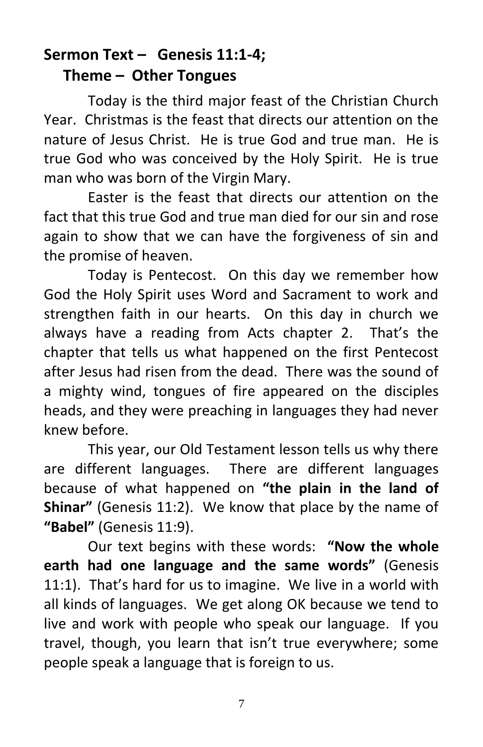**Sermon Text – Genesis 11:1-4;**
**Theme – Other Tongues**

Today is the third major feast of the Christian Church Year. Christmas is the feast that directs our attention on the nature of Jesus Christ. He is true God and true man. He is true God who was conceived by the Holy Spirit. He is true man who was born of the Virgin Mary.

Easter is the feast that directs our attention on the fact that this true God and true man died for our sin and rose again to show that we can have the forgiveness of sin and the promise of heaven.

Today is Pentecost. On this day we remember how God the Holy Spirit uses Word and Sacrament to work and strengthen faith in our hearts. On this day in church we always have a reading from Acts chapter 2. That's the chapter that tells us what happened on the first Pentecost after Jesus had risen from the dead. There was the sound of a mighty wind, tongues of fire appeared on the disciples heads, and they were preaching in languages they had never knew before.

This year, our Old Testament lesson tells us why there are different languages. There are different languages because of what happened on **"the plain in the land of Shinar"** (Genesis 11:2). We know that place by the name of **"Babel"** (Genesis 11:9).

Our text begins with these words: **"Now the whole earth had one language and the same words"** (Genesis 11:1). That's hard for us to imagine. We live in a world with all kinds of languages. We get along OK because we tend to live and work with people who speak our language. If you travel, though, you learn that isn't true everywhere; some people speak a language that is foreign to us.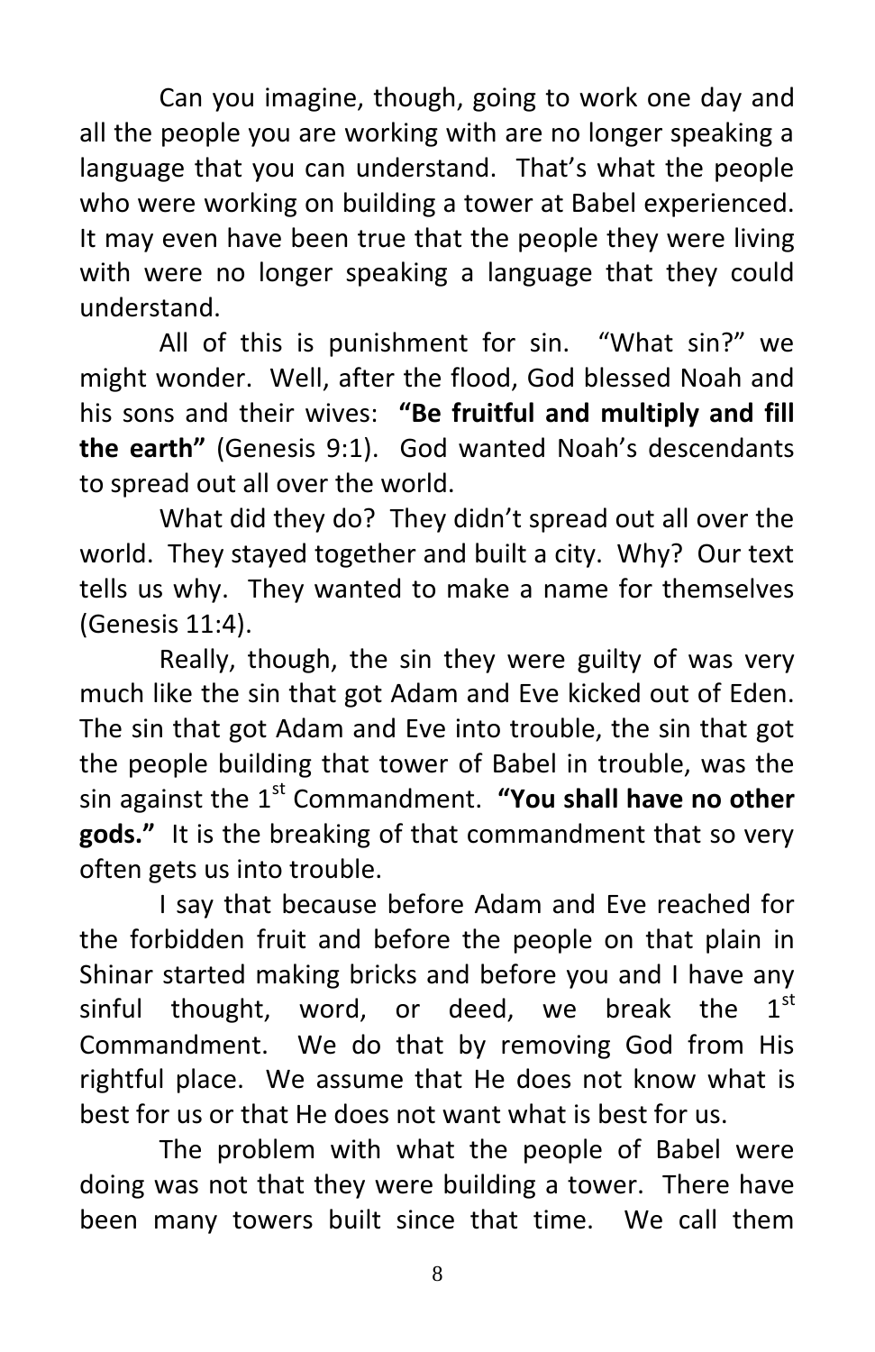Can you imagine, though, going to work one day and all the people you are working with are no longer speaking a language that you can understand. That's what the people who were working on building a tower at Babel experienced. It may even have been true that the people they were living with were no longer speaking a language that they could understand.

All of this is punishment for sin. "What sin?" we might wonder. Well, after the flood, God blessed Noah and his sons and their wives: **"Be fruitful and multiply and fill the earth"** (Genesis 9:1). God wanted Noah's descendants to spread out all over the world.

What did they do? They didn't spread out all over the world. They stayed together and built a city. Why? Our text tells us why. They wanted to make a name for themselves (Genesis 11:4).

Really, though, the sin they were guilty of was very much like the sin that got Adam and Eve kicked out of Eden. The sin that got Adam and Eve into trouble, the sin that got the people building that tower of Babel in trouble, was the sin against the 1st Commandment. **"You shall have no other gods."** It is the breaking of that commandment that so very often gets us into trouble.

I say that because before Adam and Eve reached for the forbidden fruit and before the people on that plain in Shinar started making bricks and before you and I have any sinful thought, word, or deed, we break the 1st Commandment. We do that by removing God from His rightful place. We assume that He does not know what is best for us or that He does not want what is best for us.

The problem with what the people of Babel were doing was not that they were building a tower. There have been many towers built since that time. We call them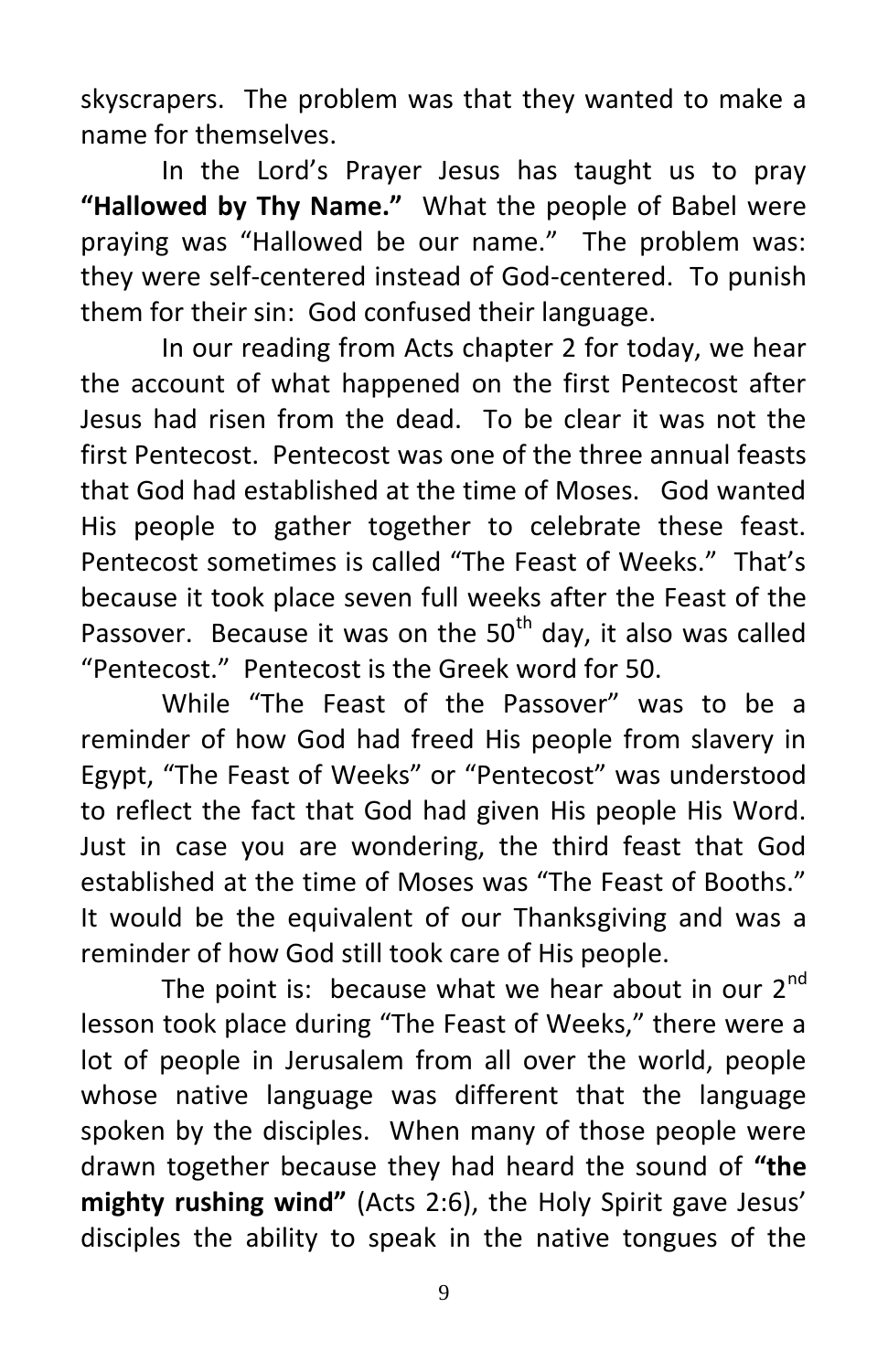skyscrapers. The problem was that they wanted to make a name for themselves.

In the Lord's Prayer Jesus has taught us to pray **"Hallowed by Thy Name."** What the people of Babel were praying was "Hallowed be our name." The problem was: they were self-centered instead of God-centered. To punish them for their sin: God confused their language.

In our reading from Acts chapter 2 for today, we hear the account of what happened on the first Pentecost after Jesus had risen from the dead. To be clear it was not the first Pentecost. Pentecost was one of the three annual feasts that God had established at the time of Moses. God wanted His people to gather together to celebrate these feast. Pentecost sometimes is called "The Feast of Weeks." That's because it took place seven full weeks after the Feast of the Passover. Because it was on the 50th day, it also was called "Pentecost." Pentecost is the Greek word for 50.

While "The Feast of the Passover" was to be a reminder of how God had freed His people from slavery in Egypt, "The Feast of Weeks" or "Pentecost" was understood to reflect the fact that God had given His people His Word. Just in case you are wondering, the third feast that God established at the time of Moses was "The Feast of Booths." It would be the equivalent of our Thanksgiving and was a reminder of how God still took care of His people.

The point is: because what we hear about in our 2nd lesson took place during "The Feast of Weeks," there were a lot of people in Jerusalem from all over the world, people whose native language was different that the language spoken by the disciples. When many of those people were drawn together because they had heard the sound of **"the mighty rushing wind"** (Acts 2:6), the Holy Spirit gave Jesus' disciples the ability to speak in the native tongues of the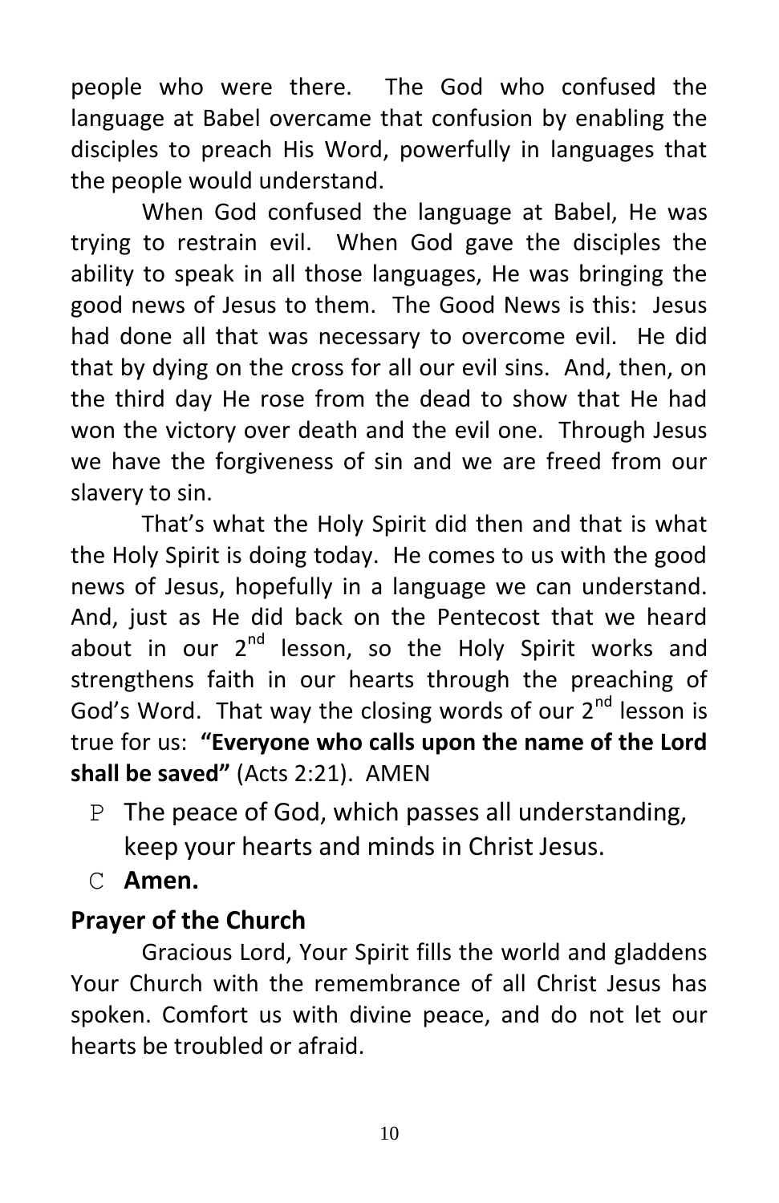people who were there. The God who confused the language at Babel overcame that confusion by enabling the disciples to preach His Word, powerfully in languages that the people would understand.

When God confused the language at Babel, He was trying to restrain evil. When God gave the disciples the ability to speak in all those languages, He was bringing the good news of Jesus to them. The Good News is this: Jesus had done all that was necessary to overcome evil. He did that by dying on the cross for all our evil sins. And, then, on the third day He rose from the dead to show that He had won the victory over death and the evil one. Through Jesus we have the forgiveness of sin and we are freed from our slavery to sin.

That's what the Holy Spirit did then and that is what the Holy Spirit is doing today. He comes to us with the good news of Jesus, hopefully in a language we can understand. And, just as He did back on the Pentecost that we heard about in our 2nd lesson, so the Holy Spirit works and strengthens faith in our hearts through the preaching of God's Word. That way the closing words of our 2nd lesson is true for us: **"Everyone who calls upon the name of the Lord shall be saved"** (Acts 2:21). AMEN

P The peace of God, which passes all understanding, keep your hearts and minds in Christ Jesus.

C **Amen.**

## Prayer of the Church

Gracious Lord, Your Spirit fills the world and gladdens Your Church with the remembrance of all Christ Jesus has spoken. Comfort us with divine peace, and do not let our hearts be troubled or afraid.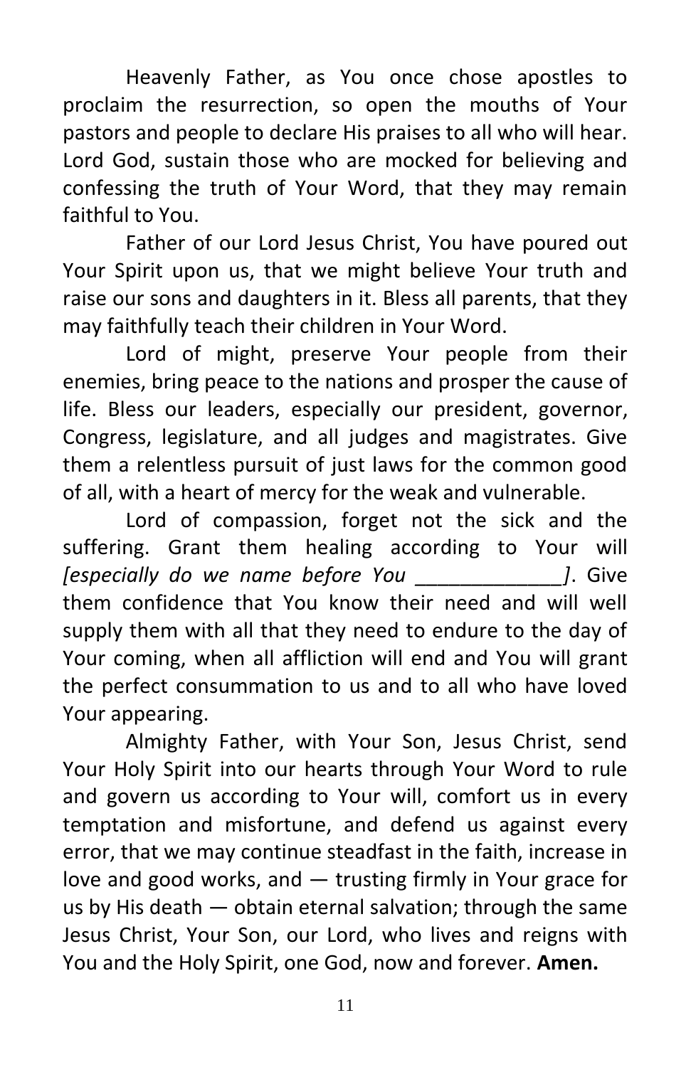Heavenly Father, as You once chose apostles to proclaim the resurrection, so open the mouths of Your pastors and people to declare His praises to all who will hear. Lord God, sustain those who are mocked for believing and confessing the truth of Your Word, that they may remain faithful to You.

Father of our Lord Jesus Christ, You have poured out Your Spirit upon us, that we might believe Your truth and raise our sons and daughters in it. Bless all parents, that they may faithfully teach their children in Your Word.

Lord of might, preserve Your people from their enemies, bring peace to the nations and prosper the cause of life. Bless our leaders, especially our president, governor, Congress, legislature, and all judges and magistrates. Give them a relentless pursuit of just laws for the common good of all, with a heart of mercy for the weak and vulnerable.

Lord of compassion, forget not the sick and the suffering. Grant them healing according to Your will *[especially do we name before You _____________]*. Give them confidence that You know their need and will well supply them with all that they need to endure to the day of Your coming, when all affliction will end and You will grant the perfect consummation to us and to all who have loved Your appearing.

Almighty Father, with Your Son, Jesus Christ, send Your Holy Spirit into our hearts through Your Word to rule and govern us according to Your will, comfort us in every temptation and misfortune, and defend us against every error, that we may continue steadfast in the faith, increase in love and good works, and — trusting firmly in Your grace for us by His death — obtain eternal salvation; through the same Jesus Christ, Your Son, our Lord, who lives and reigns with You and the Holy Spirit, one God, now and forever. **Amen.**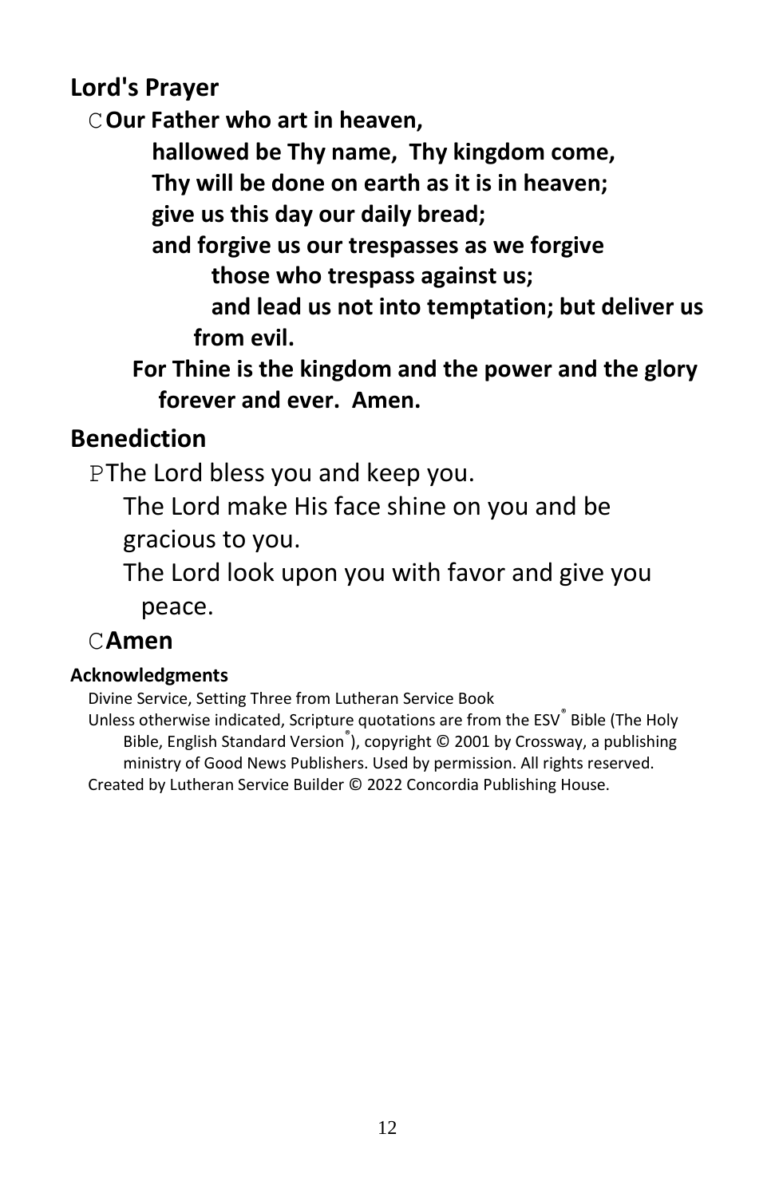## Lord's Prayer

C **Our Father who art in heaven,**
**hallowed be Thy name, Thy kingdom come,**
**Thy will be done on earth as it is in heaven;**
**give us this day our daily bread;**
**and forgive us our trespasses as we forgive**
**those who trespass against us;**
**and lead us not into temptation; but deliver us from evil.**
**For Thine is the kingdom and the power and the glory forever and ever. Amen.**

## Benediction

P The Lord bless you and keep you.
The Lord make His face shine on you and be gracious to you.
The Lord look upon you with favor and give you peace.

C **Amen**

**Acknowledgments**

Divine Service, Setting Three from Lutheran Service Book

Unless otherwise indicated, Scripture quotations are from the ESV® Bible (The Holy Bible, English Standard Version®), copyright © 2001 by Crossway, a publishing ministry of Good News Publishers. Used by permission. All rights reserved.

Created by Lutheran Service Builder © 2022 Concordia Publishing House.